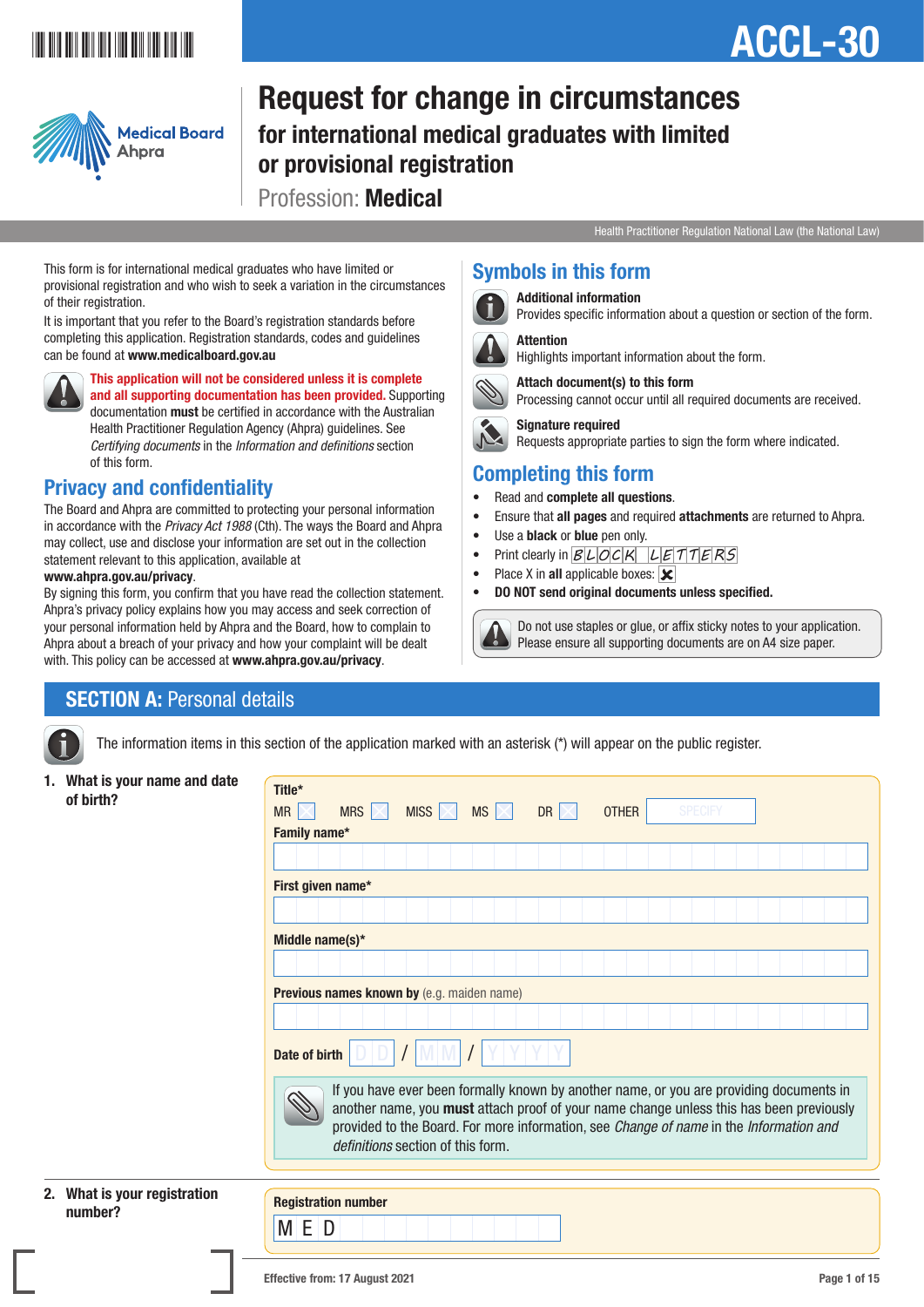# ACCL-30

# Request for change in circumstances

## for international medical graduates with limited or provisional registration

Profession: **Medical**

Health Practitioner Regulation National Law (the National Law)

This form is for international medical graduates who have limited or provisional registration and who wish to seek a variation in the circumstances of their registration.

It is important that you refer to the Board's registration standards before completing this application. Registration standards, codes and guidelines can be found at **www.medicalboard.gov.au**

**This application will not be considered unless it is complete and all supporting documentation has been provided.** Supporting documentation **must** be certified in accordance with the Australian Health Practitioner Regulation Agency (Ahpra) guidelines. See *Certifying documents* in the *Information and definitions* section of this form.

## Privacy and confidentiality

The Board and Ahpra are committed to protecting your personal information in accordance with the *Privacy Act 1988* (Cth). The ways the Board and Ahpra may collect, use and disclose your information are set out in the collection statement relevant to this application, available at **www.ahpra.gov.au/privacy**.

By signing this form, you confirm that you have read the collection statement. Ahpra's privacy policy explains how you may access and seek correction of your personal information held by Ahpra and the Board, how to complain to Ahpra about a breach of your privacy and how your complaint will be dealt with. This policy can be accessed at **www.ahpra.gov.au/privacy**.

## Symbols in this form

**Additional information**
Provides specific information about a question or section of the form.

**Attention**
Highlights important information about the form.

**Attach document(s) to this form**
Processing cannot occur until all required documents are received.

**Signature required**
Requests appropriate parties to sign the form where indicated.

## Completing this form

- Read and **complete all questions**.
- Ensure that **all pages** and required **attachments** are returned to Ahpra.
- Use a **black** or **blue** pen only.
- Print clearly in BLOCK LETTERS
- Place X in **all** applicable boxes: ☒
- **DO NOT send original documents unless specified.**

Do not use staples or glue, or affix sticky notes to your application. Please ensure all supporting documents are on A4 size paper.

## SECTION A: Personal details

The information items in this section of the application marked with an asterisk (*) will appear on the public register.

**1. What is your name and date of birth?**

**Title***
MR ☐ MRS ☐ MISS ☐ MS ☐ DR ☐ OTHER ________ (SPECIFY)

**Family name***

**First given name***

**Middle name(s)***

**Previous names known by** (e.g. maiden name)

**Date of birth** DD / MM / YYYY

If you have ever been formally known by another name, or you are providing documents in another name, you **must** attach proof of your name change unless this has been previously provided to the Board. For more information, see *Change of name* in the *Information and definitions* section of this form.

**2. What is your registration number?**

**Registration number**
M E D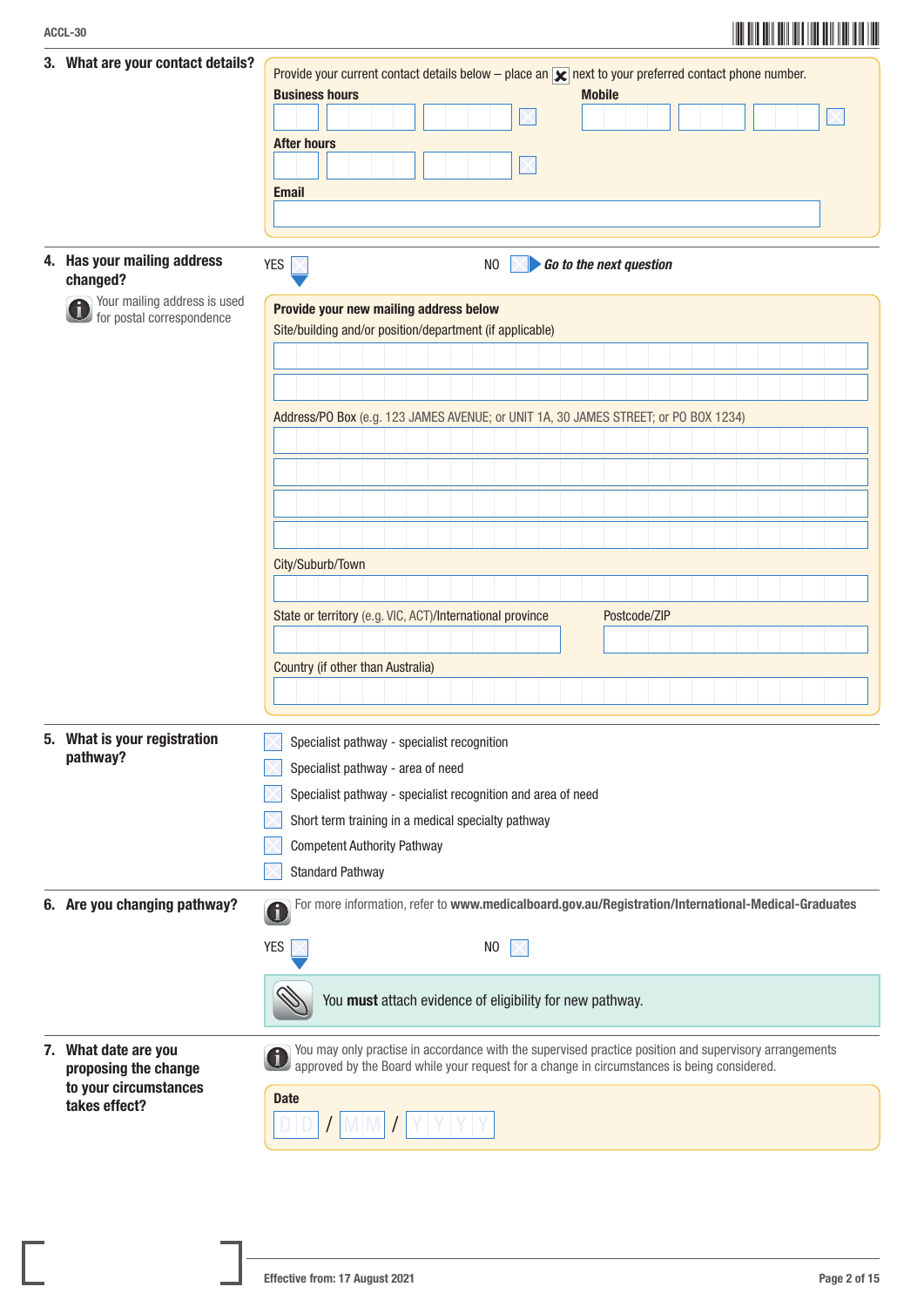## 3. What are your contact details?

Provide your current contact details below – place an ☒ next to your preferred contact phone number.

**Business hours** ☐

**Mobile** ☐

**After hours** ☐

**Email**

## 4. Has your mailing address changed?

Your mailing address is used for postal correspondence

YES ☐ NO ☐ ***Go to the next question***

**Provide your new mailing address below**

Site/building and/or position/department (if applicable)

Address/PO Box (e.g. 123 JAMES AVENUE; or UNIT 1A, 30 JAMES STREET; or PO BOX 1234)

City/Suburb/Town

State or territory (e.g. VIC, ACT)/International province

Postcode/ZIP

Country (if other than Australia)

## 5. What is your registration pathway?

- ☐ Specialist pathway - specialist recognition
- ☐ Specialist pathway - area of need
- ☐ Specialist pathway - specialist recognition and area of need
- ☐ Short term training in a medical specialty pathway
- ☐ Competent Authority Pathway
- ☐ Standard Pathway

## 6. Are you changing pathway?

For more information, refer to **www.medicalboard.gov.au/Registration/International-Medical-Graduates**

YES ☐ NO ☐

You **must** attach evidence of eligibility for new pathway.

## 7. What date are you proposing the change to your circumstances takes effect?

You may only practise in accordance with the supervised practice position and supervisory arrangements approved by the Board while your request for a change in circumstances is being considered.

**Date**

D D / M M / Y Y Y Y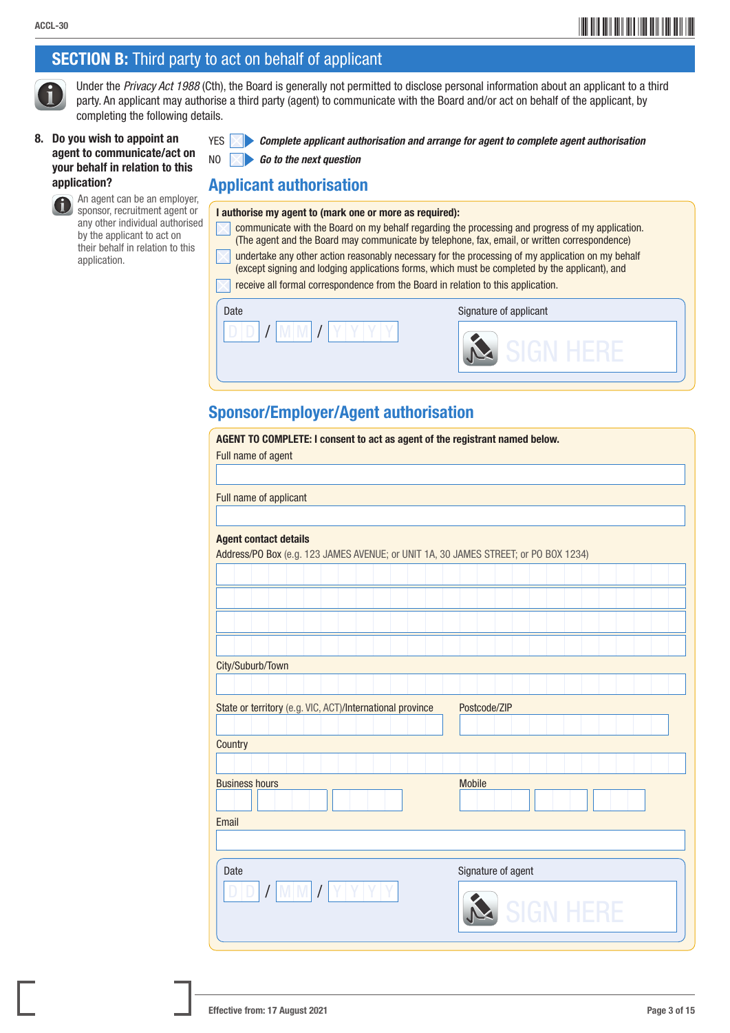## SECTION B: Third party to act on behalf of applicant

Under the *Privacy Act 1988* (Cth), the Board is generally not permitted to disclose personal information about an applicant to a third party. An applicant may authorise a third party (agent) to communicate with the Board and/or act on behalf of the applicant, by completing the following details.

**8. Do you wish to appoint an agent to communicate/act on your behalf in relation to this application?**

An agent can be an employer, sponsor, recruitment agent or any other individual authorised by the applicant to act on their behalf in relation to this application.

- YES ☐ ▶ ***Complete applicant authorisation and arrange for agent to complete agent authorisation***
- NO ☐ ▶ ***Go to the next question***

### Applicant authorisation

**I authorise my agent to (mark one or more as required):**

- ☐ communicate with the Board on my behalf regarding the processing and progress of my application. (The agent and the Board may communicate by telephone, fax, email, or written correspondence)
- ☐ undertake any other action reasonably necessary for the processing of my application on my behalf (except signing and lodging applications forms, which must be completed by the applicant), and
- ☐ receive all formal correspondence from the Board in relation to this application.

Date: DD / MM / YYYY

Signature of applicant: SIGN HERE

### Sponsor/Employer/Agent authorisation

**AGENT TO COMPLETE: I consent to act as agent of the registrant named below.**

Full name of agent

Full name of applicant

**Agent contact details**

Address/PO Box (e.g. 123 JAMES AVENUE; or UNIT 1A, 30 JAMES STREET; or PO BOX 1234)

City/Suburb/Town

State or territory (e.g. VIC, ACT)/International province

Postcode/ZIP

Country

Business hours

Mobile

Email

Date: DD / MM / YYYY

Signature of agent: SIGN HERE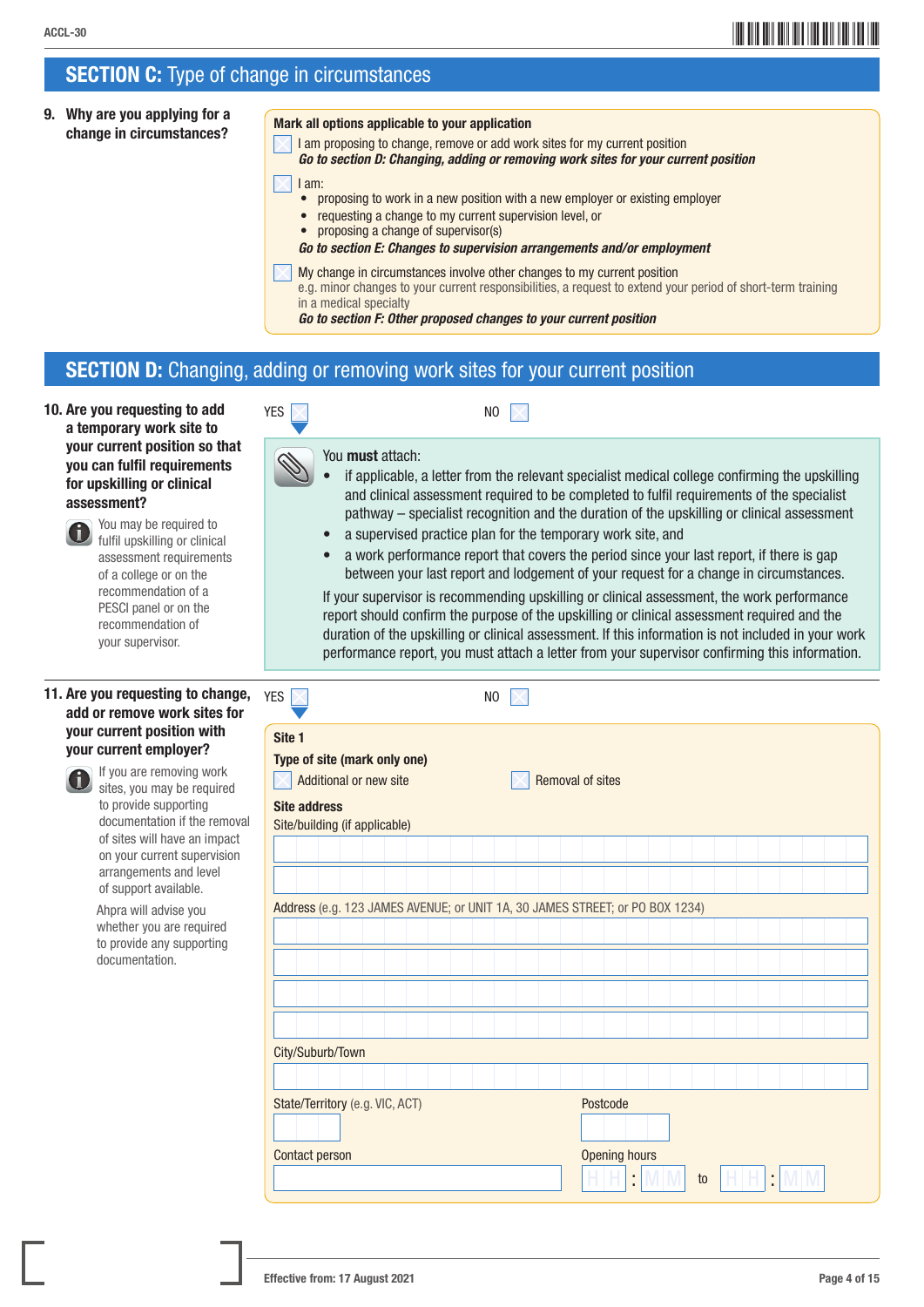## SECTION C: Type of change in circumstances

**9. Why are you applying for a change in circumstances?**

**Mark all options applicable to your application**

☐ I am proposing to change, remove or add work sites for my current position
***Go to section D: Changing, adding or removing work sites for your current position***

☐ I am:
- proposing to work in a new position with a new employer or existing employer
- requesting a change to my current supervision level, or
- proposing a change of supervisor(s)

***Go to section E: Changes to supervision arrangements and/or employment***

☐ My change in circumstances involve other changes to my current position
e.g. minor changes to your current responsibilities, a request to extend your period of short-term training in a medical specialty
***Go to section F: Other proposed changes to your current position***

## SECTION D: Changing, adding or removing work sites for your current position

**10. Are you requesting to add a temporary work site to your current position so that you can fulfil requirements for upskilling or clinical assessment?**

You may be required to fulfil upskilling or clinical assessment requirements of a college or on the recommendation of a PESCI panel or on the recommendation of your supervisor.

YES ☐ NO ☐

You **must** attach:
- if applicable, a letter from the relevant specialist medical college confirming the upskilling and clinical assessment required to be completed to fulfil requirements of the specialist pathway – specialist recognition and the duration of the upskilling or clinical assessment
- a supervised practice plan for the temporary work site, and
- a work performance report that covers the period since your last report, if there is gap between your last report and lodgement of your request for a change in circumstances.

If your supervisor is recommending upskilling or clinical assessment, the work performance report should confirm the purpose of the upskilling or clinical assessment required and the duration of the upskilling or clinical assessment. If this information is not included in your work performance report, you must attach a letter from your supervisor confirming this information.

**11. Are you requesting to change, add or remove work sites for your current position with your current employer?**

If you are removing work sites, you may be required to provide supporting documentation if the removal of sites will have an impact on your current supervision arrangements and level of support available.

Ahpra will advise you whether you are required to provide any supporting documentation.

YES ☐ NO ☐

**Site 1**

**Type of site (mark only one)**

☐ Additional or new site ☐ Removal of sites

**Site address**

Site/building (if applicable)

____________________

____________________

Address (e.g. 123 JAMES AVENUE; or UNIT 1A, 30 JAMES STREET; or PO BOX 1234)

____________________

____________________

____________________

____________________

City/Suburb/Town

____________________

State/Territory (e.g. VIC, ACT) ________ Postcode ________

Contact person ____________________ Opening hours HH : MM to HH : MM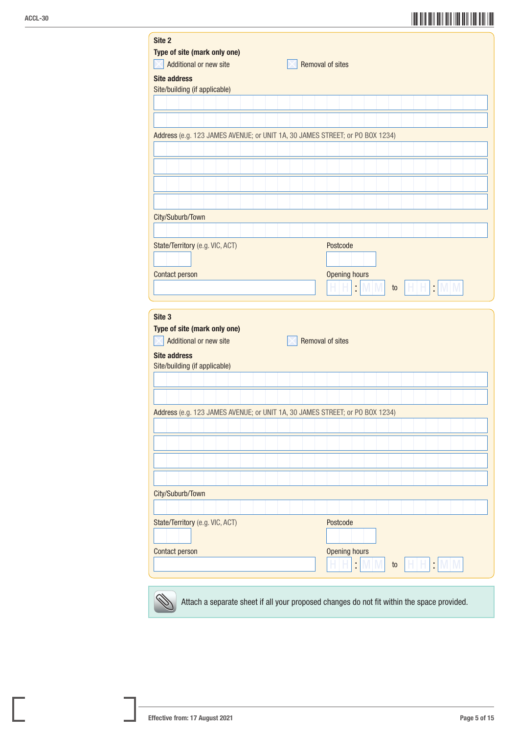## Site 2

**Type of site (mark only one)**

☐ Additional or new site ☐ Removal of sites

**Site address**

Site/building (if applicable)

Address (e.g. 123 JAMES AVENUE; or UNIT 1A, 30 JAMES STREET; or PO BOX 1234)

City/Suburb/Town

State/Territory (e.g. VIC, ACT)

Postcode

Contact person

Opening hours HH : MM to HH : MM

## Site 3

**Type of site (mark only one)**

☐ Additional or new site ☐ Removal of sites

**Site address**

Site/building (if applicable)

Address (e.g. 123 JAMES AVENUE; or UNIT 1A, 30 JAMES STREET; or PO BOX 1234)

City/Suburb/Town

State/Territory (e.g. VIC, ACT)

Postcode

Contact person

Opening hours HH : MM to HH : MM

Attach a separate sheet if all your proposed changes do not fit within the space provided.

Effective from: 17 August 2021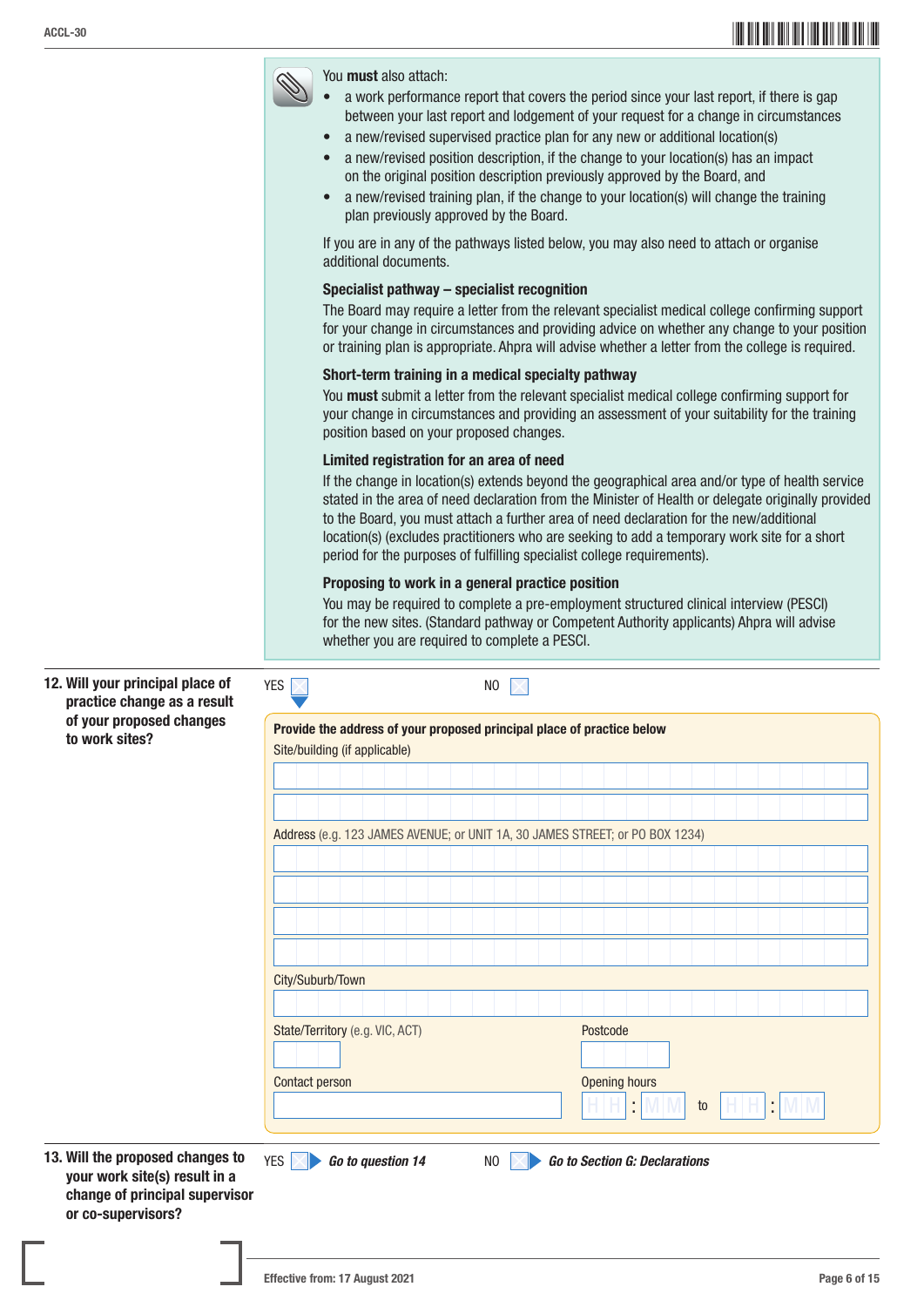You **must** also attach:

- a work performance report that covers the period since your last report, if there is gap between your last report and lodgement of your request for a change in circumstances
- a new/revised supervised practice plan for any new or additional location(s)
- a new/revised position description, if the change to your location(s) has an impact on the original position description previously approved by the Board, and
- a new/revised training plan, if the change to your location(s) will change the training plan previously approved by the Board.

If you are in any of the pathways listed below, you may also need to attach or organise additional documents.

**Specialist pathway – specialist recognition**

The Board may require a letter from the relevant specialist medical college confirming support for your change in circumstances and providing advice on whether any change to your position or training plan is appropriate. Ahpra will advise whether a letter from the college is required.

**Short-term training in a medical specialty pathway**

You **must** submit a letter from the relevant specialist medical college confirming support for your change in circumstances and providing an assessment of your suitability for the training position based on your proposed changes.

**Limited registration for an area of need**

If the change in location(s) extends beyond the geographical area and/or type of health service stated in the area of need declaration from the Minister of Health or delegate originally provided to the Board, you must attach a further area of need declaration for the new/additional location(s) (excludes practitioners who are seeking to add a temporary work site for a short period for the purposes of fulfilling specialist college requirements).

**Proposing to work in a general practice position**

You may be required to complete a pre-employment structured clinical interview (PESCI) for the new sites. (Standard pathway or Competent Authority applicants) Ahpra will advise whether you are required to complete a PESCI.

**12. Will your principal place of practice change as a result of your proposed changes to work sites?**

YES ☐ NO ☐

**Provide the address of your proposed principal place of practice below**

Site/building (if applicable)

Address (e.g. 123 JAMES AVENUE; or UNIT 1A, 30 JAMES STREET; or PO BOX 1234)

City/Suburb/Town

State/Territory (e.g. VIC, ACT)

Postcode

Contact person

Opening hours HH : MM to HH : MM

**13. Will the proposed changes to your work site(s) result in a change of principal supervisor or co-supervisors?**

YES ☐ ***Go to question 14*** NO ☐ ***Go to Section G: Declarations***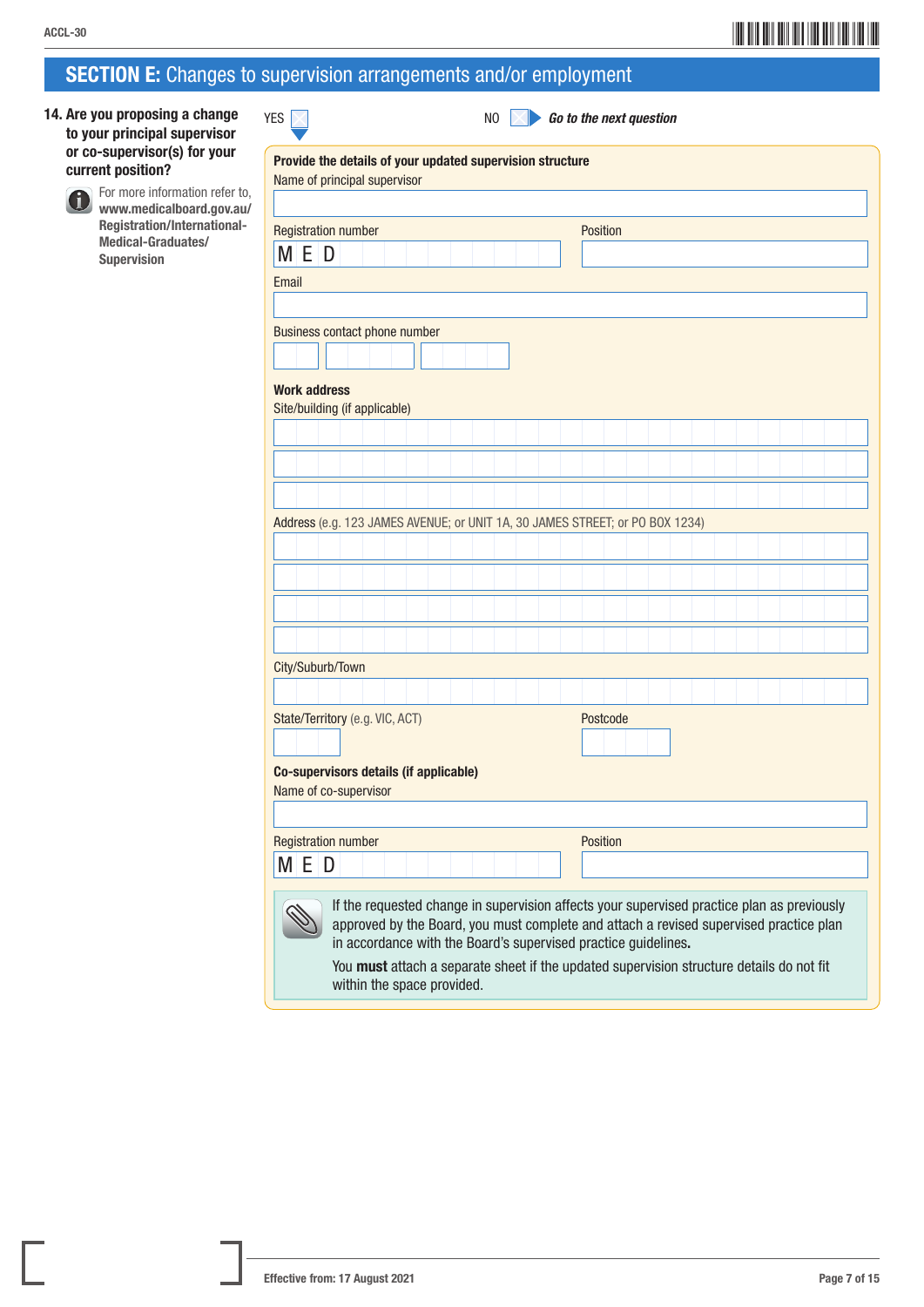## SECTION E: Changes to supervision arrangements and/or employment

**14. Are you proposing a change to your principal supervisor or co-supervisor(s) for your current position?**

For more information refer to, **www.medicalboard.gov.au/Registration/International-Medical-Graduates/Supervision**

YES ☐ NO ☐ ***Go to the next question***

**Provide the details of your updated supervision structure**

Name of principal supervisor

Registration number M E D

Position

Email

Business contact phone number

**Work address**

Site/building (if applicable)

Address (e.g. 123 JAMES AVENUE; or UNIT 1A, 30 JAMES STREET; or PO BOX 1234)

City/Suburb/Town

State/Territory (e.g. VIC, ACT)

Postcode

**Co-supervisors details (if applicable)**

Name of co-supervisor

Registration number M E D

Position

If the requested change in supervision affects your supervised practice plan as previously approved by the Board, you must complete and attach a revised supervised practice plan in accordance with the Board's supervised practice guidelines**.**

You **must** attach a separate sheet if the updated supervision structure details do not fit within the space provided.

Effective from: 17 August 2021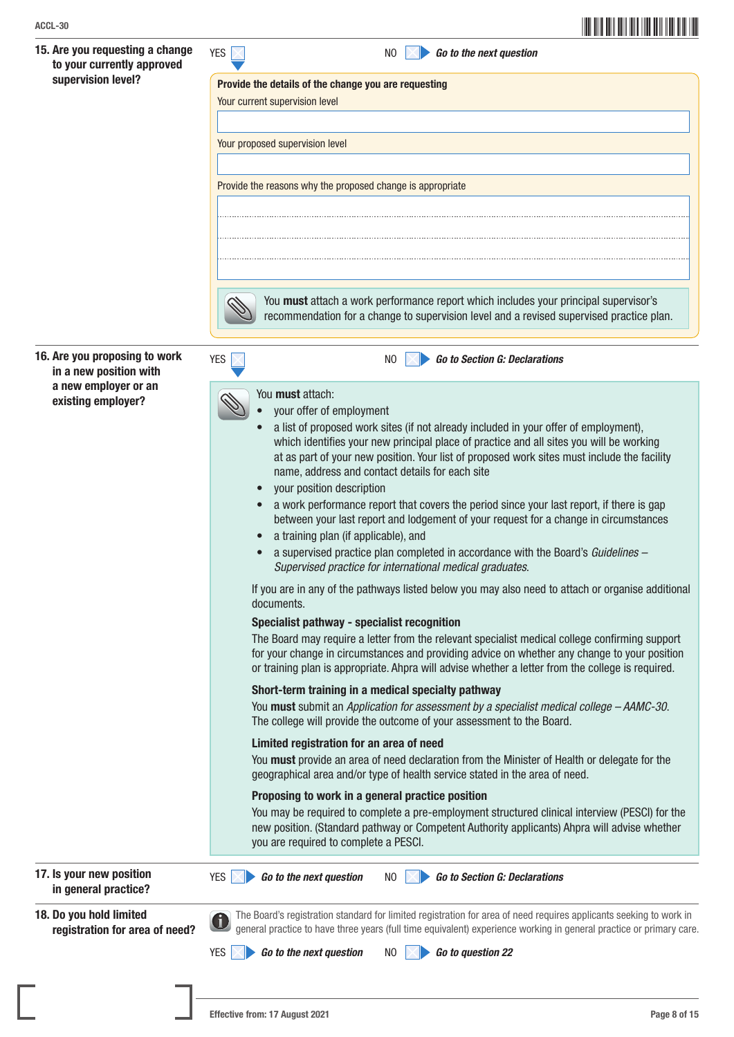**15. Are you requesting a change to your currently approved supervision level?**

YES ☐ NO ☐ ***Go to the next question***

**Provide the details of the change you are requesting**

Your current supervision level

Your proposed supervision level

Provide the reasons why the proposed change is appropriate

You **must** attach a work performance report which includes your principal supervisor's recommendation for a change to supervision level and a revised supervised practice plan.

**16. Are you proposing to work in a new position with a new employer or an existing employer?**

YES ☐ NO ☐ ***Go to Section G: Declarations***

You **must** attach:

- your offer of employment
- a list of proposed work sites (if not already included in your offer of employment), which identifies your new principal place of practice and all sites you will be working at as part of your new position. Your list of proposed work sites must include the facility name, address and contact details for each site
- your position description
- a work performance report that covers the period since your last report, if there is gap between your last report and lodgement of your request for a change in circumstances
- a training plan (if applicable), and
- a supervised practice plan completed in accordance with the Board's *Guidelines – Supervised practice for international medical graduates*.

If you are in any of the pathways listed below you may also need to attach or organise additional documents.

**Specialist pathway - specialist recognition**

The Board may require a letter from the relevant specialist medical college confirming support for your change in circumstances and providing advice on whether any change to your position or training plan is appropriate. Ahpra will advise whether a letter from the college is required.

**Short-term training in a medical specialty pathway**

You **must** submit an *Application for assessment by a specialist medical college – AAMC-30*. The college will provide the outcome of your assessment to the Board.

**Limited registration for an area of need**

You **must** provide an area of need declaration from the Minister of Health or delegate for the geographical area and/or type of health service stated in the area of need.

**Proposing to work in a general practice position**

You may be required to complete a pre-employment structured clinical interview (PESCI) for the new position. (Standard pathway or Competent Authority applicants) Ahpra will advise whether you are required to complete a PESCI.

**17. Is your new position in general practice?**

YES ☐ ***Go to the next question*** NO ☐ ***Go to Section G: Declarations***

**18. Do you hold limited registration for area of need?**

The Board's registration standard for limited registration for area of need requires applicants seeking to work in general practice to have three years (full time equivalent) experience working in general practice or primary care.

YES ☐ ***Go to the next question*** NO ☐ ***Go to question 22***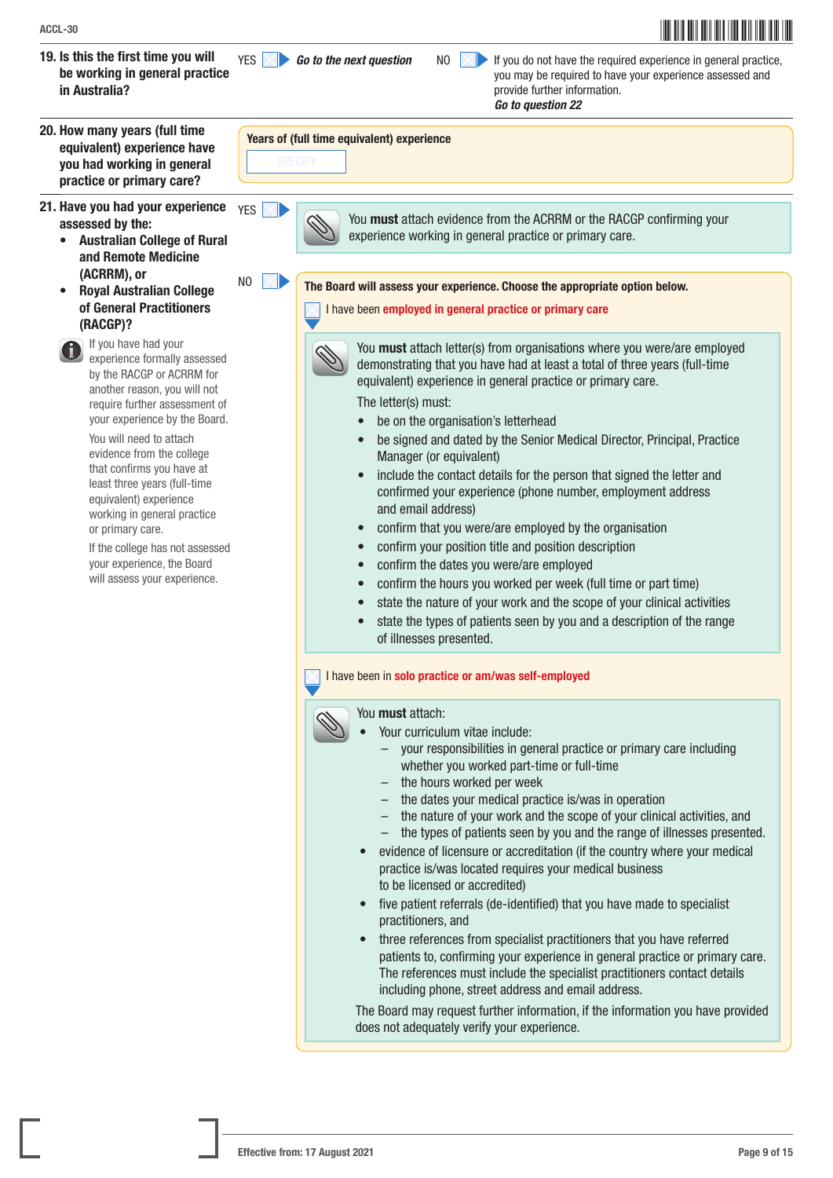**19. Is this the first time you will be working in general practice in Australia?**

YES ☐ *Go to the next question*

NO ☐ If you do not have the required experience in general practice, you may be required to have your experience assessed and provide further information. *Go to question 22*

**20. How many years (full time equivalent) experience have you had working in general practice or primary care?**

**Years of (full time equivalent) experience**

SPECIFY

**21. Have you had your experience assessed by the:**

- **Australian College of Rural and Remote Medicine (ACRRM), or**
- **Royal Australian College of General Practitioners (RACGP)?**

If you have had your experience formally assessed by the RACGP or ACRRM for another reason, you will not require further assessment of your experience by the Board.

You will need to attach evidence from the college that confirms you have at least three years (full-time equivalent) experience working in general practice or primary care.

If the college has not assessed your experience, the Board will assess your experience.

YES ☐ You **must** attach evidence from the ACRRM or the RACGP confirming your experience working in general practice or primary care.

NO ☐ **The Board will assess your experience. Choose the appropriate option below.**

☐ I have been **employed in general practice or primary care**

You **must** attach letter(s) from organisations where you were/are employed demonstrating that you have had at least a total of three years (full-time equivalent) experience in general practice or primary care.

The letter(s) must:

- be on the organisation's letterhead
- be signed and dated by the Senior Medical Director, Principal, Practice Manager (or equivalent)
- include the contact details for the person that signed the letter and confirmed your experience (phone number, employment address and email address)
- confirm that you were/are employed by the organisation
- confirm your position title and position description
- confirm the dates you were/are employed
- confirm the hours you worked per week (full time or part time)
- state the nature of your work and the scope of your clinical activities
- state the types of patients seen by you and a description of the range of illnesses presented.

☐ I have been in **solo practice or am/was self-employed**

You **must** attach:

- Your curriculum vitae include:
  - your responsibilities in general practice or primary care including whether you worked part-time or full-time
  - the hours worked per week
  - the dates your medical practice is/was in operation
  - the nature of your work and the scope of your clinical activities, and
  - the types of patients seen by you and the range of illnesses presented.
- evidence of licensure or accreditation (if the country where your medical practice is/was located requires your medical business to be licensed or accredited)
- five patient referrals (de-identified) that you have made to specialist practitioners, and
- three references from specialist practitioners that you have referred patients to, confirming your experience in general practice or primary care. The references must include the specialist practitioners contact details including phone, street address and email address.

The Board may request further information, if the information you have provided does not adequately verify your experience.

Effective from: 17 August 2021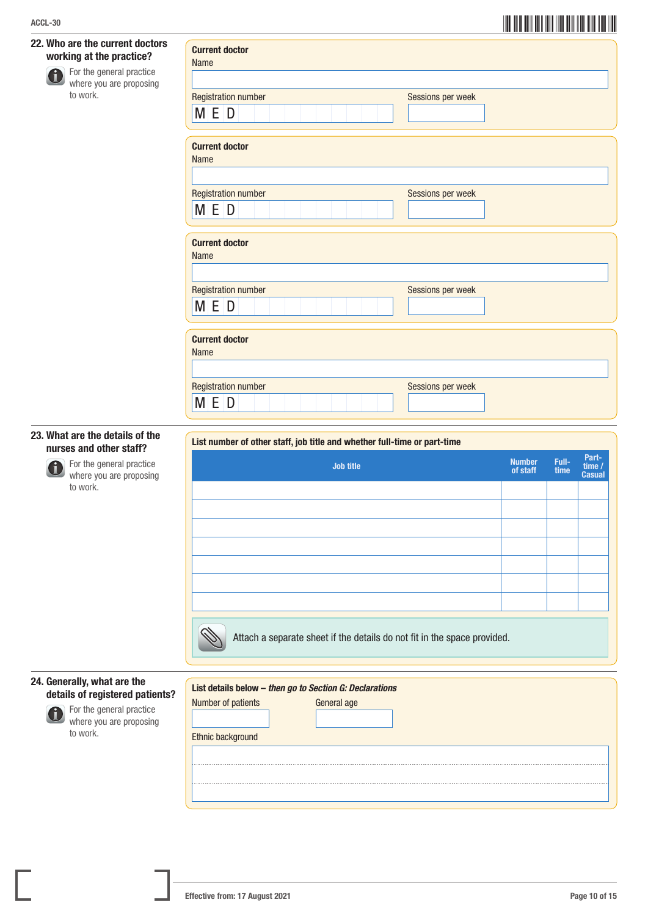ACCL-30

## 22. Who are the current doctors working at the practice?

For the general practice where you are proposing to work.

**Current doctor**

Name

Registration number

M E D

Sessions per week

**Current doctor**

Name

Registration number

M E D

Sessions per week

**Current doctor**

Name

Registration number

M E D

Sessions per week

**Current doctor**

Name

Registration number

M E D

Sessions per week

## 23. What are the details of the nurses and other staff?

For the general practice where you are proposing to work.

**List number of other staff, job title and whether full-time or part-time**

| Job title | Number of staff | Full-time | Part-time / Casual |
|---|---|---|---|
| | | | |
| | | | |
| | | | |
| | | | |
| | | | |
| | | | |
| | | | |

Attach a separate sheet if the details do not fit in the space provided.

## 24. Generally, what are the details of registered patients?

For the general practice where you are proposing to work.

**List details below –** ***then go to Section G: Declarations***

Number of patients

General age

Ethnic background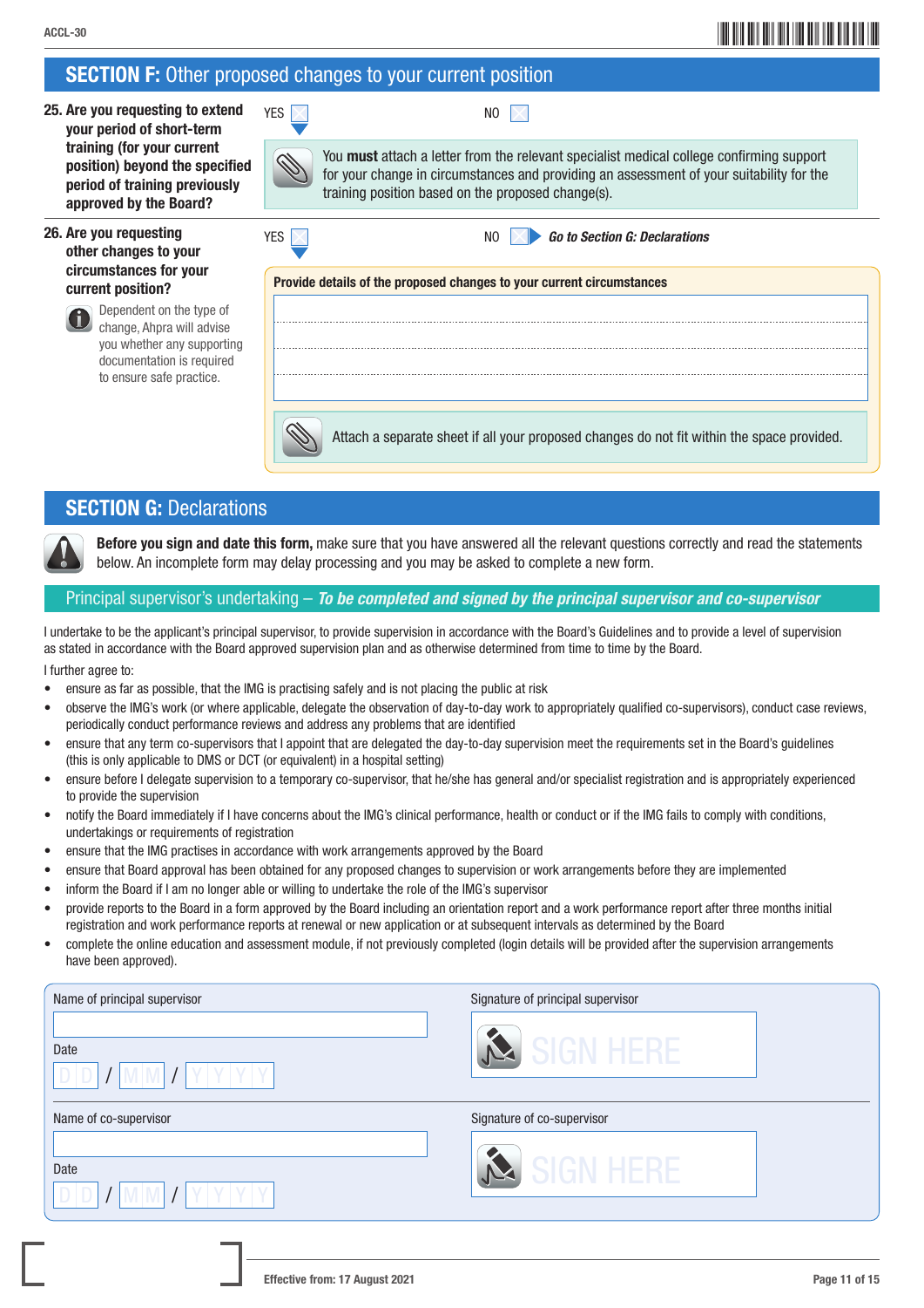## SECTION F: Other proposed changes to your current position

**25. Are you requesting to extend your period of short-term training (for your current position) beyond the specified period of training previously approved by the Board?**

YES ☐ NO ☐

You **must** attach a letter from the relevant specialist medical college confirming support for your change in circumstances and providing an assessment of your suitability for the training position based on the proposed change(s).

**26. Are you requesting other changes to your circumstances for your current position?**

Dependent on the type of change, Ahpra will advise you whether any supporting documentation is required to ensure safe practice.

YES ☐ NO ☐ ***Go to Section G: Declarations***

**Provide details of the proposed changes to your current circumstances**

Attach a separate sheet if all your proposed changes do not fit within the space provided.

## SECTION G: Declarations

**Before you sign and date this form,** make sure that you have answered all the relevant questions correctly and read the statements below. An incomplete form may delay processing and you may be asked to complete a new form.

### Principal supervisor's undertaking – *To be completed and signed by the principal supervisor and co-supervisor*

I undertake to be the applicant's principal supervisor, to provide supervision in accordance with the Board's Guidelines and to provide a level of supervision as stated in accordance with the Board approved supervision plan and as otherwise determined from time to time by the Board.

I further agree to:

- ensure as far as possible, that the IMG is practising safely and is not placing the public at risk
- observe the IMG's work (or where applicable, delegate the observation of day-to-day work to appropriately qualified co-supervisors), conduct case reviews, periodically conduct performance reviews and address any problems that are identified
- ensure that any term co-supervisors that I appoint that are delegated the day-to-day supervision meet the requirements set in the Board's guidelines (this is only applicable to DMS or DCT (or equivalent) in a hospital setting)
- ensure before I delegate supervision to a temporary co-supervisor, that he/she has general and/or specialist registration and is appropriately experienced to provide the supervision
- notify the Board immediately if I have concerns about the IMG's clinical performance, health or conduct or if the IMG fails to comply with conditions, undertakings or requirements of registration
- ensure that the IMG practises in accordance with work arrangements approved by the Board
- ensure that Board approval has been obtained for any proposed changes to supervision or work arrangements before they are implemented
- inform the Board if I am no longer able or willing to undertake the role of the IMG's supervisor
- provide reports to the Board in a form approved by the Board including an orientation report and a work performance report after three months initial registration and work performance reports at renewal or new application or at subsequent intervals as determined by the Board
- complete the online education and assessment module, if not previously completed (login details will be provided after the supervision arrangements have been approved).

Name of principal supervisor

Date D D / M M / Y Y Y Y

Signature of principal supervisor SIGN HERE

Name of co-supervisor

Date D D / M M / Y Y Y Y

Signature of co-supervisor SIGN HERE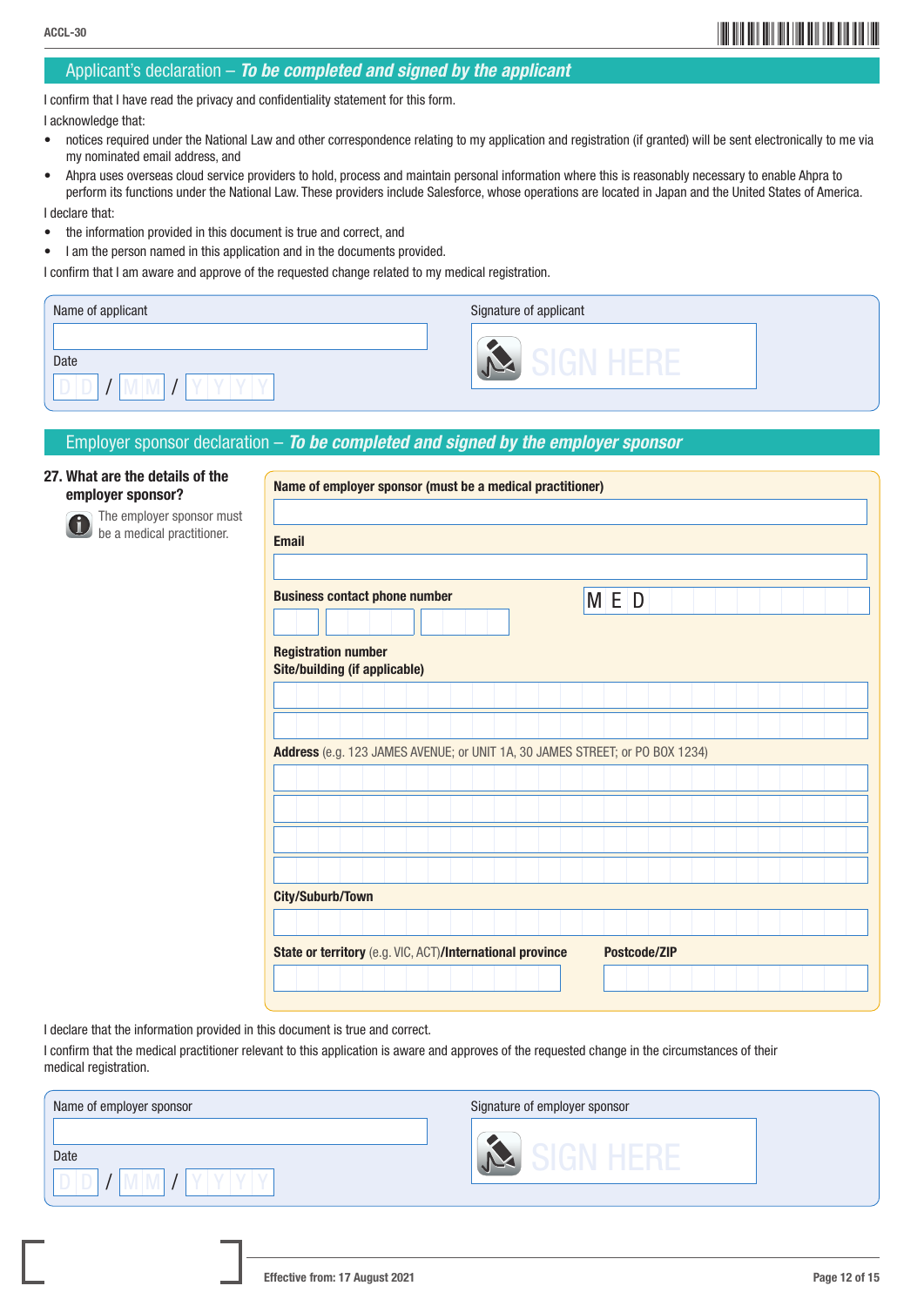## Applicant's declaration – *To be completed and signed by the applicant*

I confirm that I have read the privacy and confidentiality statement for this form.

I acknowledge that:

- notices required under the National Law and other correspondence relating to my application and registration (if granted) will be sent electronically to me via my nominated email address, and
- Ahpra uses overseas cloud service providers to hold, process and maintain personal information where this is reasonably necessary to enable Ahpra to perform its functions under the National Law. These providers include Salesforce, whose operations are located in Japan and the United States of America.

I declare that:

- the information provided in this document is true and correct, and
- I am the person named in this application and in the documents provided.

I confirm that I am aware and approve of the requested change related to my medical registration.

Name of applicant

Date D D / M M / Y Y Y Y

Signature of applicant

SIGN HERE

## Employer sponsor declaration – *To be completed and signed by the employer sponsor*

**27. What are the details of the employer sponsor?**

The employer sponsor must be a medical practitioner.

**Name of employer sponsor (must be a medical practitioner)**

**Email**

**Business contact phone number**

**Registration number** M E D

**Site/building (if applicable)**

**Address** (e.g. 123 JAMES AVENUE; or UNIT 1A, 30 JAMES STREET; or PO BOX 1234)

**City/Suburb/Town**

**State or territory** (e.g. VIC, ACT)**/International province**

**Postcode/ZIP**

I declare that the information provided in this document is true and correct.

I confirm that the medical practitioner relevant to this application is aware and approves of the requested change in the circumstances of their medical registration.

Name of employer sponsor

Date D D / M M / Y Y Y Y

Signature of employer sponsor

SIGN HERE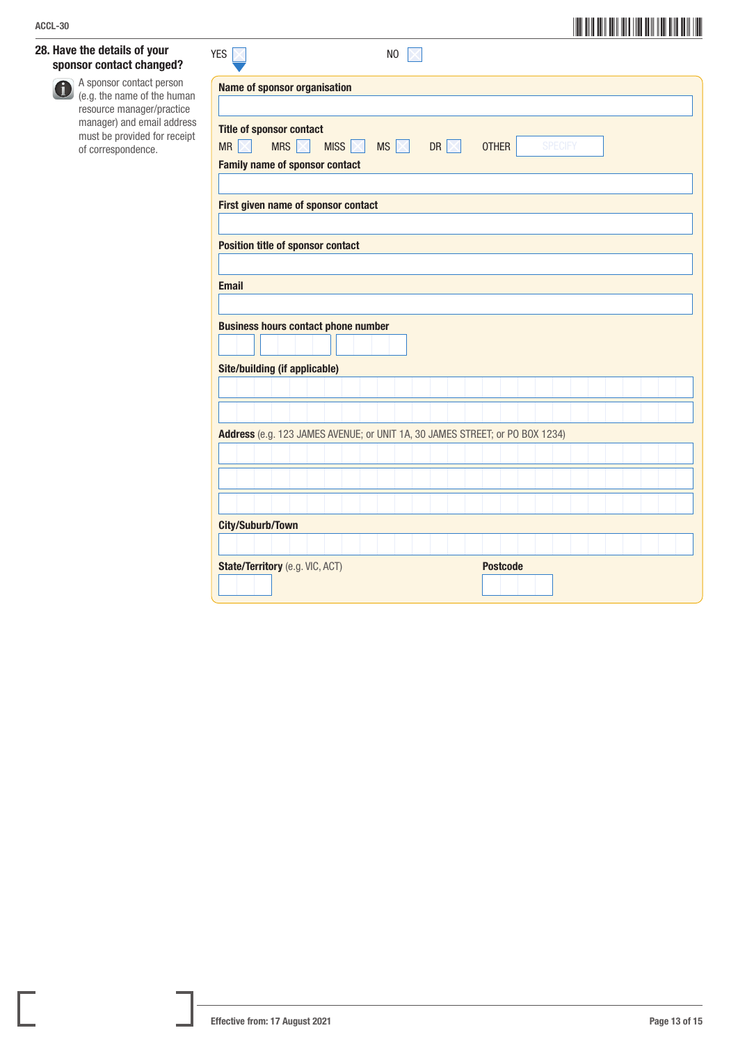## 28. Have the details of your sponsor contact changed?

A sponsor contact person (e.g. the name of the human resource manager/practice manager) and email address must be provided for receipt of correspondence.

YES ☐ NO ☐

**Name of sponsor organisation**

**Title of sponsor contact**

MR ☐ MRS ☐ MISS ☐ MS ☐ DR ☐ OTHER SPECIFY

**Family name of sponsor contact**

**First given name of sponsor contact**

**Position title of sponsor contact**

**Email**

**Business hours contact phone number**

**Site/building (if applicable)**

**Address** (e.g. 123 JAMES AVENUE; or UNIT 1A, 30 JAMES STREET; or PO BOX 1234)

**City/Suburb/Town**

**State/Territory** (e.g. VIC, ACT)

**Postcode**

Effective from: 17 August 2021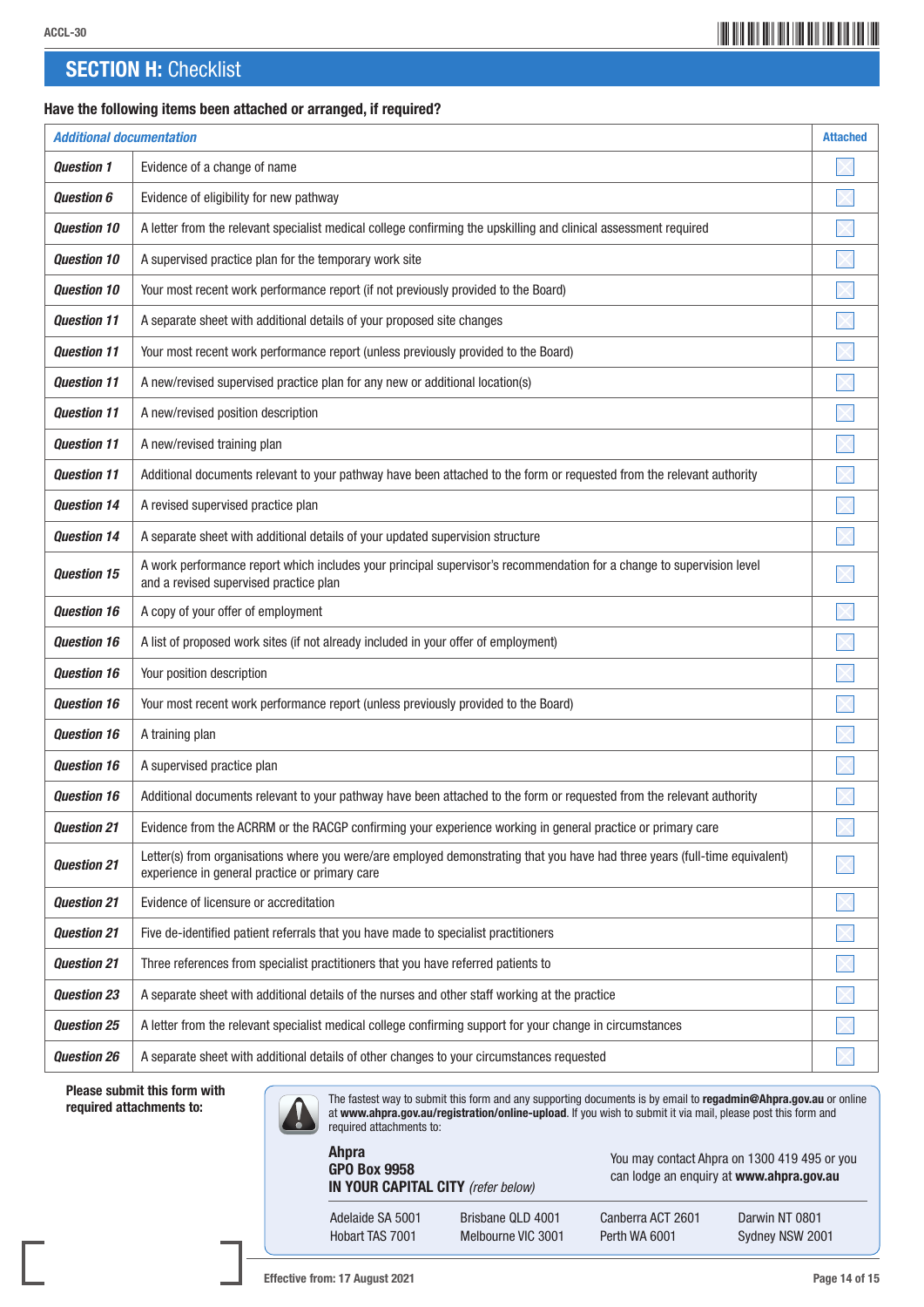## SECTION H: Checklist

**Have the following items been attached or arranged, if required?**

| *Additional documentation* | | Attached |
|---|---|---|
| ***Question 1*** | Evidence of a change of name | ☐ |
| ***Question 6*** | Evidence of eligibility for new pathway | ☐ |
| ***Question 10*** | A letter from the relevant specialist medical college confirming the upskilling and clinical assessment required | ☐ |
| ***Question 10*** | A supervised practice plan for the temporary work site | ☐ |
| ***Question 10*** | Your most recent work performance report (if not previously provided to the Board) | ☐ |
| ***Question 11*** | A separate sheet with additional details of your proposed site changes | ☐ |
| ***Question 11*** | Your most recent work performance report (unless previously provided to the Board) | ☐ |
| ***Question 11*** | A new/revised supervised practice plan for any new or additional location(s) | ☐ |
| ***Question 11*** | A new/revised position description | ☐ |
| ***Question 11*** | A new/revised training plan | ☐ |
| ***Question 11*** | Additional documents relevant to your pathway have been attached to the form or requested from the relevant authority | ☐ |
| ***Question 14*** | A revised supervised practice plan | ☐ |
| ***Question 14*** | A separate sheet with additional details of your updated supervision structure | ☐ |
| ***Question 15*** | A work performance report which includes your principal supervisor's recommendation for a change to supervision level and a revised supervised practice plan | ☐ |
| ***Question 16*** | A copy of your offer of employment | ☐ |
| ***Question 16*** | A list of proposed work sites (if not already included in your offer of employment) | ☐ |
| ***Question 16*** | Your position description | ☐ |
| ***Question 16*** | Your most recent work performance report (unless previously provided to the Board) | ☐ |
| ***Question 16*** | A training plan | ☐ |
| ***Question 16*** | A supervised practice plan | ☐ |
| ***Question 16*** | Additional documents relevant to your pathway have been attached to the form or requested from the relevant authority | ☐ |
| ***Question 21*** | Evidence from the ACRRM or the RACGP confirming your experience working in general practice or primary care | ☐ |
| ***Question 21*** | Letter(s) from organisations where you were/are employed demonstrating that you have had three years (full-time equivalent) experience in general practice or primary care | ☐ |
| ***Question 21*** | Evidence of licensure or accreditation | ☐ |
| ***Question 21*** | Five de-identified patient referrals that you have made to specialist practitioners | ☐ |
| ***Question 21*** | Three references from specialist practitioners that you have referred patients to | ☐ |
| ***Question 23*** | A separate sheet with additional details of the nurses and other staff working at the practice | ☐ |
| ***Question 25*** | A letter from the relevant specialist medical college confirming support for your change in circumstances | ☐ |
| ***Question 26*** | A separate sheet with additional details of other changes to your circumstances requested | ☐ |

**Please submit this form with required attachments to:**

The fastest way to submit this form and any supporting documents is by email to **regadmin@Ahpra.gov.au** or online at **www.ahpra.gov.au/registration/online-upload**. If you wish to submit it via mail, please post this form and required attachments to:

**Ahpra**
**GPO Box 9958**
**IN YOUR CAPITAL CITY** *(refer below)*

You may contact Ahpra on 1300 419 495 or you can lodge an enquiry at **www.ahpra.gov.au**

| | | | |
|---|---|---|---|
| Adelaide SA 5001 | Brisbane QLD 4001 | Canberra ACT 2601 | Darwin NT 0801 |
| Hobart TAS 7001 | Melbourne VIC 3001 | Perth WA 6001 | Sydney NSW 2001 |

Effective from: 17 August 2021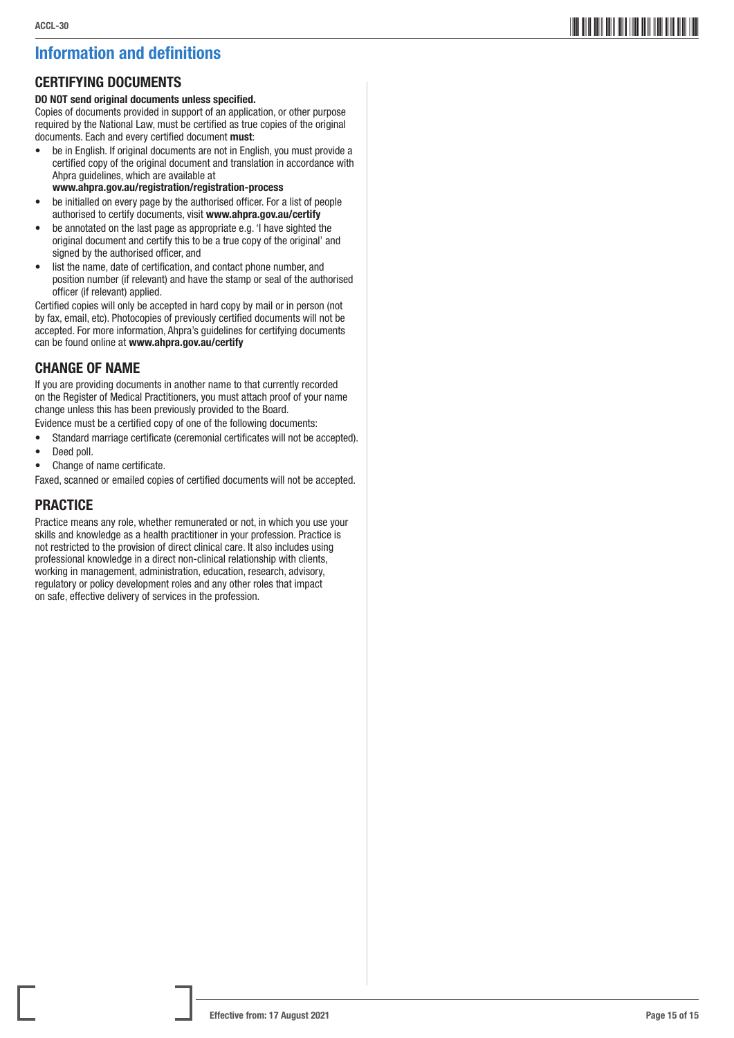# Information and definitions

## CERTIFYING DOCUMENTS

**DO NOT send original documents unless specified.**

Copies of documents provided in support of an application, or other purpose required by the National Law, must be certified as true copies of the original documents. Each and every certified document **must**:

- be in English. If original documents are not in English, you must provide a certified copy of the original document and translation in accordance with Ahpra guidelines, which are available at **www.ahpra.gov.au/registration/registration-process**
- be initialled on every page by the authorised officer. For a list of people authorised to certify documents, visit **www.ahpra.gov.au/certify**
- be annotated on the last page as appropriate e.g. 'I have sighted the original document and certify this to be a true copy of the original' and signed by the authorised officer, and
- list the name, date of certification, and contact phone number, and position number (if relevant) and have the stamp or seal of the authorised officer (if relevant) applied.

Certified copies will only be accepted in hard copy by mail or in person (not by fax, email, etc). Photocopies of previously certified documents will not be accepted. For more information, Ahpra's guidelines for certifying documents can be found online at **www.ahpra.gov.au/certify**

## CHANGE OF NAME

If you are providing documents in another name to that currently recorded on the Register of Medical Practitioners, you must attach proof of your name change unless this has been previously provided to the Board.

Evidence must be a certified copy of one of the following documents:

- Standard marriage certificate (ceremonial certificates will not be accepted).
- Deed poll.
- Change of name certificate.

Faxed, scanned or emailed copies of certified documents will not be accepted.

## PRACTICE

Practice means any role, whether remunerated or not, in which you use your skills and knowledge as a health practitioner in your profession. Practice is not restricted to the provision of direct clinical care. It also includes using professional knowledge in a direct non-clinical relationship with clients, working in management, administration, education, research, advisory, regulatory or policy development roles and any other roles that impact on safe, effective delivery of services in the profession.